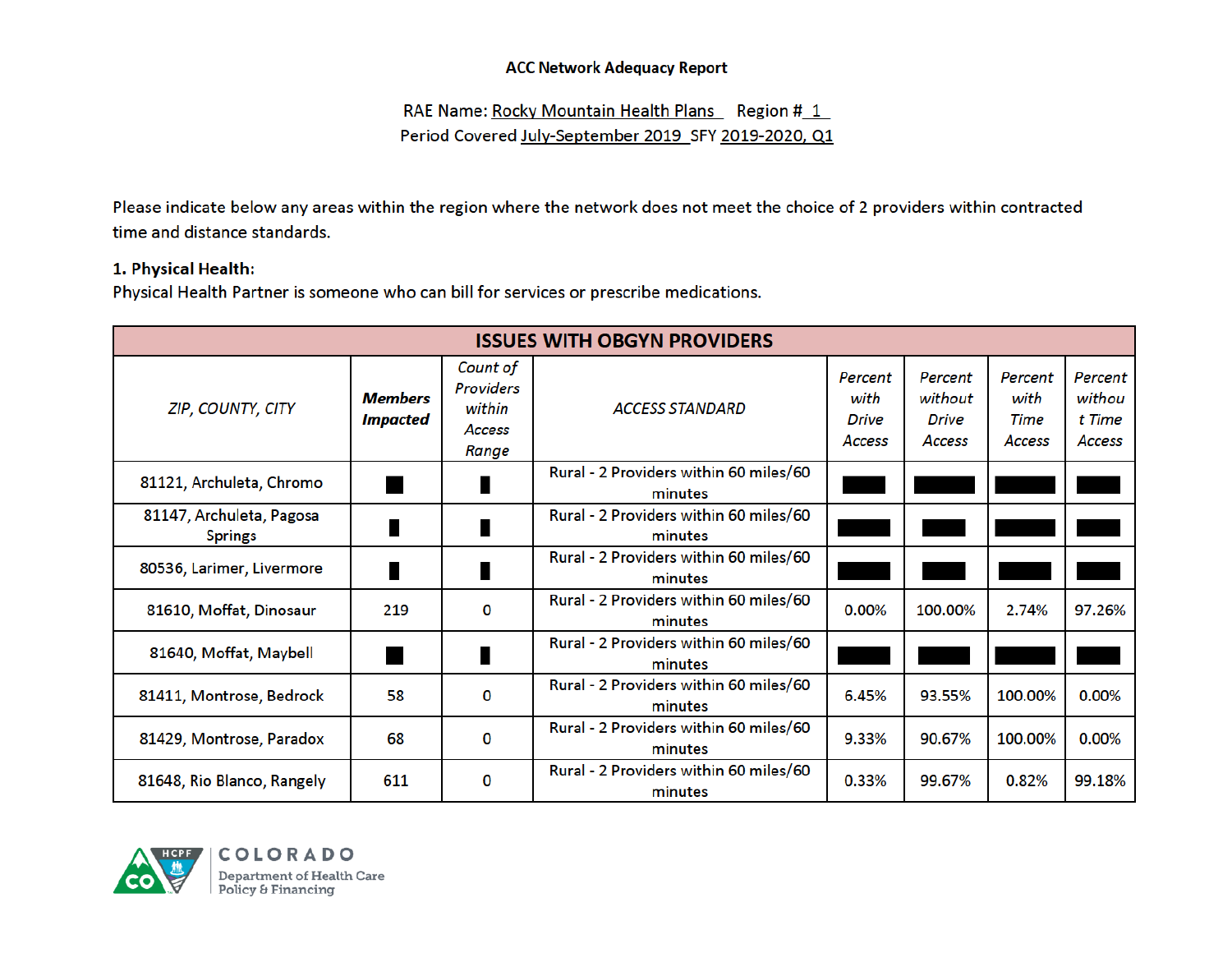**ACC Network Adequacy Report**

RAE Name: Rocky Mountain Health Plans Region # 1
Period Covered July-September 2019 SFY 2019-2020, Q1

Please indicate below any areas within the region where the network does not meet the choice of 2 providers within contracted time and distance standards.

**1. Physical Health:**
Physical Health Partner is someone who can bill for services or prescribe medications.

| ISSUES WITH OBGYN PROVIDERS | | | | | | | |
|---|---|---|---|---|---|---|---|
| *ZIP, COUNTY, CITY* | ***Members Impacted*** | *Count of Providers within Access Range* | *ACCESS STANDARD* | *Percent with Drive Access* | *Percent without Drive Access* | *Percent with Time Access* | *Percent without Time Access* |
| 81121, Archuleta, Chromo | ■ | ■ | Rural - 2 Providers within 60 miles/60 minutes | ■ | ■ | ■ | ■ |
| 81147, Archuleta, Pagosa Springs | ■ | ■ | Rural - 2 Providers within 60 miles/60 minutes | ■ | ■ | ■ | ■ |
| 80536, Larimer, Livermore | ■ | ■ | Rural - 2 Providers within 60 miles/60 minutes | ■ | ■ | ■ | ■ |
| 81610, Moffat, Dinosaur | 219 | 0 | Rural - 2 Providers within 60 miles/60 minutes | 0.00% | 100.00% | 2.74% | 97.26% |
| 81640, Moffat, Maybell | ■ | ■ | Rural - 2 Providers within 60 miles/60 minutes | ■ | ■ | ■ | ■ |
| 81411, Montrose, Bedrock | 58 | 0 | Rural - 2 Providers within 60 miles/60 minutes | 6.45% | 93.55% | 100.00% | 0.00% |
| 81429, Montrose, Paradox | 68 | 0 | Rural - 2 Providers within 60 miles/60 minutes | 9.33% | 90.67% | 100.00% | 0.00% |
| 81648, Rio Blanco, Rangely | 611 | 0 | Rural - 2 Providers within 60 miles/60 minutes | 0.33% | 99.67% | 0.82% | 99.18% |

COLORADO
Department of Health Care Policy & Financing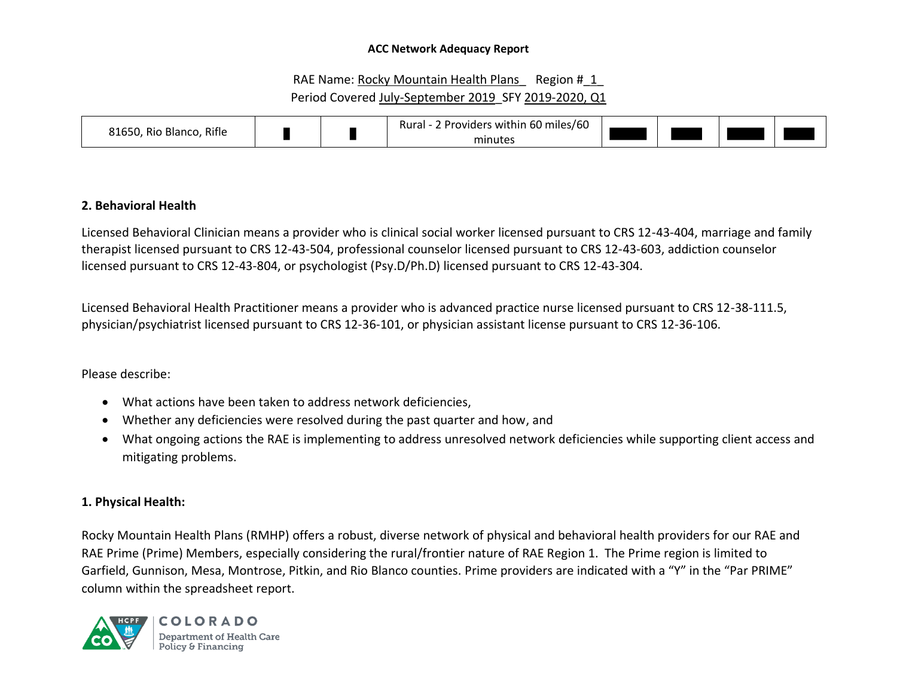**ACC Network Adequacy Report**

RAE Name: Rocky Mountain Health Plans   Region # 1

Period Covered July-September 2019 SFY 2019-2020, Q1

| 81650, Rio Blanco, Rifle | █ | █ | Rural - 2 Providers within 60 miles/60 minutes | █ | █ | █ | █ |
|---|---|---|---|---|---|---|---|

**2. Behavioral Health**

Licensed Behavioral Clinician means a provider who is clinical social worker licensed pursuant to CRS 12-43-404, marriage and family therapist licensed pursuant to CRS 12-43-504, professional counselor licensed pursuant to CRS 12-43-603, addiction counselor licensed pursuant to CRS 12-43-804, or psychologist (Psy.D/Ph.D) licensed pursuant to CRS 12-43-304.

Licensed Behavioral Health Practitioner means a provider who is advanced practice nurse licensed pursuant to CRS 12-38-111.5, physician/psychiatrist licensed pursuant to CRS 12-36-101, or physician assistant license pursuant to CRS 12-36-106.

Please describe:

- What actions have been taken to address network deficiencies,
- Whether any deficiencies were resolved during the past quarter and how, and
- What ongoing actions the RAE is implementing to address unresolved network deficiencies while supporting client access and mitigating problems.

**1. Physical Health:**

Rocky Mountain Health Plans (RMHP) offers a robust, diverse network of physical and behavioral health providers for our RAE and RAE Prime (Prime) Members, especially considering the rural/frontier nature of RAE Region 1. The Prime region is limited to Garfield, Gunnison, Mesa, Montrose, Pitkin, and Rio Blanco counties. Prime providers are indicated with a "Y" in the "Par PRIME" column within the spreadsheet report.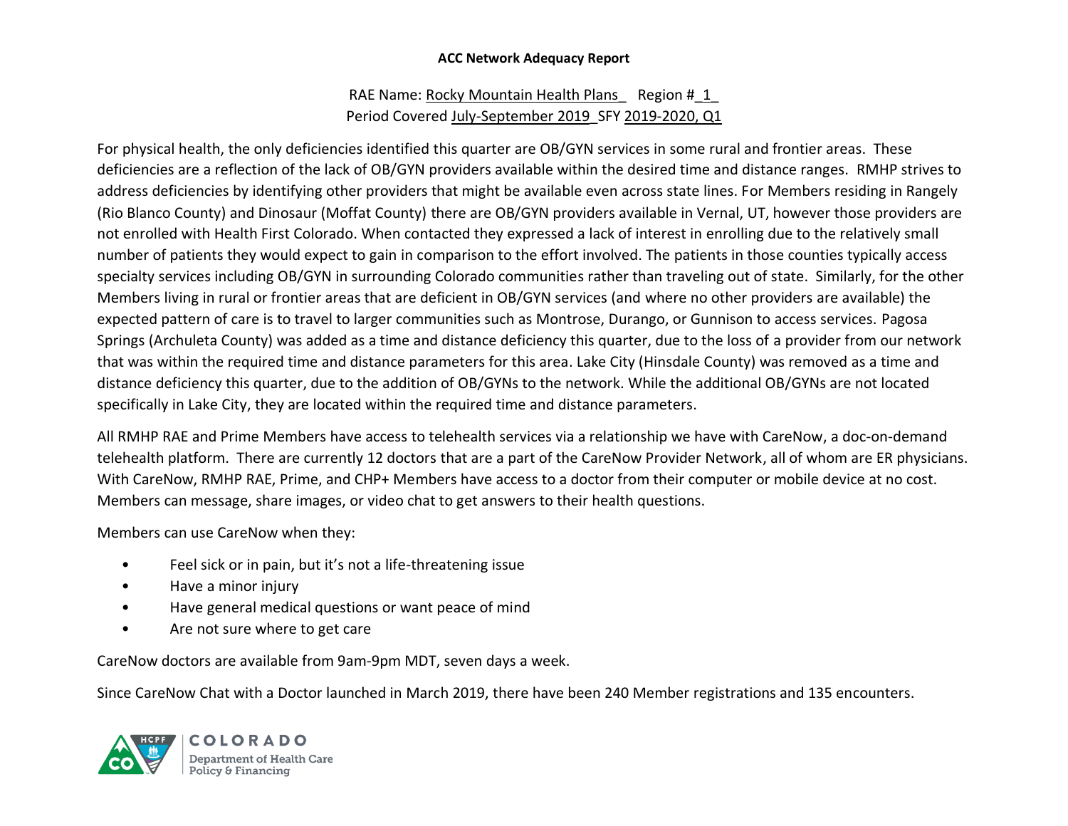**ACC Network Adequacy Report**

RAE Name: Rocky Mountain Health Plans_ Region #_1_
Period Covered July-September 2019_SFY 2019-2020, Q1

For physical health, the only deficiencies identified this quarter are OB/GYN services in some rural and frontier areas. These deficiencies are a reflection of the lack of OB/GYN providers available within the desired time and distance ranges. RMHP strives to address deficiencies by identifying other providers that might be available even across state lines. For Members residing in Rangely (Rio Blanco County) and Dinosaur (Moffat County) there are OB/GYN providers available in Vernal, UT, however those providers are not enrolled with Health First Colorado. When contacted they expressed a lack of interest in enrolling due to the relatively small number of patients they would expect to gain in comparison to the effort involved. The patients in those counties typically access specialty services including OB/GYN in surrounding Colorado communities rather than traveling out of state. Similarly, for the other Members living in rural or frontier areas that are deficient in OB/GYN services (and where no other providers are available) the expected pattern of care is to travel to larger communities such as Montrose, Durango, or Gunnison to access services. Pagosa Springs (Archuleta County) was added as a time and distance deficiency this quarter, due to the loss of a provider from our network that was within the required time and distance parameters for this area. Lake City (Hinsdale County) was removed as a time and distance deficiency this quarter, due to the addition of OB/GYNs to the network. While the additional OB/GYNs are not located specifically in Lake City, they are located within the required time and distance parameters.

All RMHP RAE and Prime Members have access to telehealth services via a relationship we have with CareNow, a doc-on-demand telehealth platform. There are currently 12 doctors that are a part of the CareNow Provider Network, all of whom are ER physicians. With CareNow, RMHP RAE, Prime, and CHP+ Members have access to a doctor from their computer or mobile device at no cost. Members can message, share images, or video chat to get answers to their health questions.

Members can use CareNow when they:

- Feel sick or in pain, but it's not a life-threatening issue
- Have a minor injury
- Have general medical questions or want peace of mind
- Are not sure where to get care

CareNow doctors are available from 9am-9pm MDT, seven days a week.

Since CareNow Chat with a Doctor launched in March 2019, there have been 240 Member registrations and 135 encounters.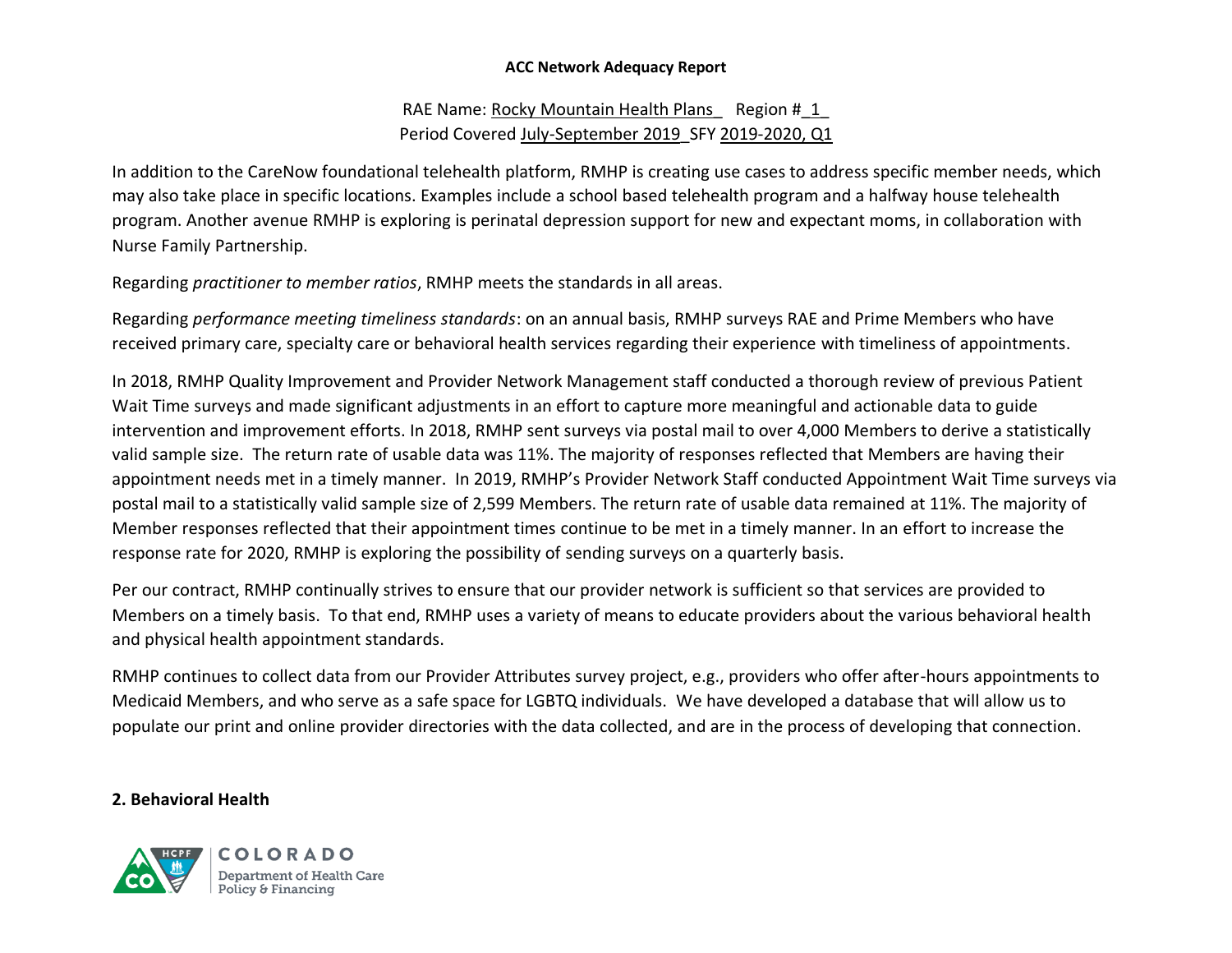**ACC Network Adequacy Report**

RAE Name: Rocky Mountain Health Plans Region # 1
Period Covered July-September 2019 SFY 2019-2020, Q1

In addition to the CareNow foundational telehealth platform, RMHP is creating use cases to address specific member needs, which may also take place in specific locations. Examples include a school based telehealth program and a halfway house telehealth program. Another avenue RMHP is exploring is perinatal depression support for new and expectant moms, in collaboration with Nurse Family Partnership.

Regarding *practitioner to member ratios*, RMHP meets the standards in all areas.

Regarding *performance meeting timeliness standards*: on an annual basis, RMHP surveys RAE and Prime Members who have received primary care, specialty care or behavioral health services regarding their experience with timeliness of appointments.

In 2018, RMHP Quality Improvement and Provider Network Management staff conducted a thorough review of previous Patient Wait Time surveys and made significant adjustments in an effort to capture more meaningful and actionable data to guide intervention and improvement efforts. In 2018, RMHP sent surveys via postal mail to over 4,000 Members to derive a statistically valid sample size. The return rate of usable data was 11%. The majority of responses reflected that Members are having their appointment needs met in a timely manner. In 2019, RMHP's Provider Network Staff conducted Appointment Wait Time surveys via postal mail to a statistically valid sample size of 2,599 Members. The return rate of usable data remained at 11%. The majority of Member responses reflected that their appointment times continue to be met in a timely manner. In an effort to increase the response rate for 2020, RMHP is exploring the possibility of sending surveys on a quarterly basis.

Per our contract, RMHP continually strives to ensure that our provider network is sufficient so that services are provided to Members on a timely basis. To that end, RMHP uses a variety of means to educate providers about the various behavioral health and physical health appointment standards.

RMHP continues to collect data from our Provider Attributes survey project, e.g., providers who offer after-hours appointments to Medicaid Members, and who serve as a safe space for LGBTQ individuals. We have developed a database that will allow us to populate our print and online provider directories with the data collected, and are in the process of developing that connection.

## 2. Behavioral Health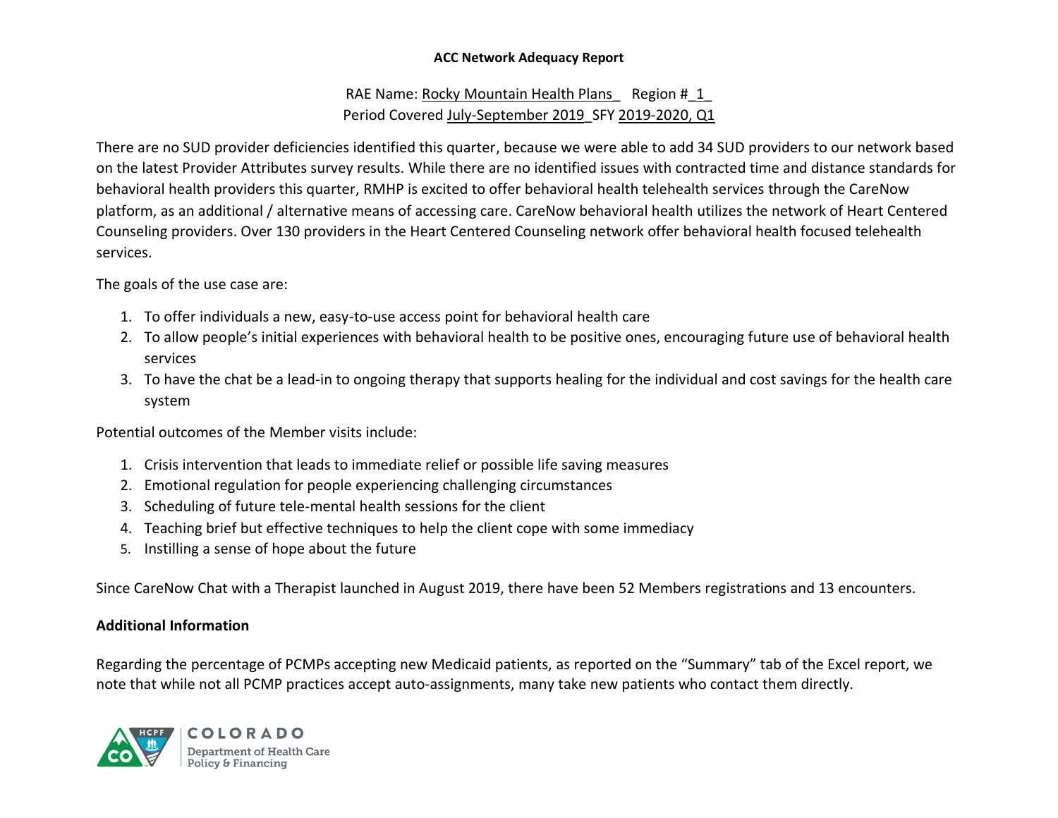**ACC Network Adequacy Report**

RAE Name: Rocky Mountain Health Plans   Region # 1
Period Covered July-September 2019 SFY 2019-2020, Q1

There are no SUD provider deficiencies identified this quarter, because we were able to add 34 SUD providers to our network based on the latest Provider Attributes survey results. While there are no identified issues with contracted time and distance standards for behavioral health providers this quarter, RMHP is excited to offer behavioral health telehealth services through the CareNow platform, as an additional / alternative means of accessing care. CareNow behavioral health utilizes the network of Heart Centered Counseling providers. Over 130 providers in the Heart Centered Counseling network offer behavioral health focused telehealth services.

The goals of the use case are:

1. To offer individuals a new, easy-to-use access point for behavioral health care
2. To allow people's initial experiences with behavioral health to be positive ones, encouraging future use of behavioral health services
3. To have the chat be a lead-in to ongoing therapy that supports healing for the individual and cost savings for the health care system

Potential outcomes of the Member visits include:

1. Crisis intervention that leads to immediate relief or possible life saving measures
2. Emotional regulation for people experiencing challenging circumstances
3. Scheduling of future tele-mental health sessions for the client
4. Teaching brief but effective techniques to help the client cope with some immediacy
5. Instilling a sense of hope about the future

Since CareNow Chat with a Therapist launched in August 2019, there have been 52 Members registrations and 13 encounters.

**Additional Information**

Regarding the percentage of PCMPs accepting new Medicaid patients, as reported on the "Summary" tab of the Excel report, we note that while not all PCMP practices accept auto-assignments, many take new patients who contact them directly.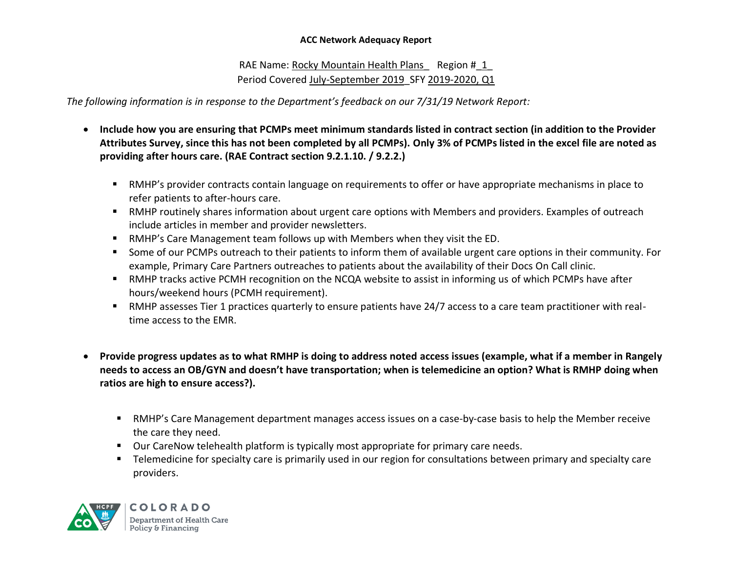**ACC Network Adequacy Report**

RAE Name: Rocky Mountain Health Plans   Region # 1
Period Covered July-September 2019 SFY 2019-2020, Q1

*The following information is in response to the Department's feedback on our 7/31/19 Network Report:*

- **Include how you are ensuring that PCMPs meet minimum standards listed in contract section (in addition to the Provider Attributes Survey, since this has not been completed by all PCMPs). Only 3% of PCMPs listed in the excel file are noted as providing after hours care. (RAE Contract section 9.2.1.10. / 9.2.2.)**
    - RMHP's provider contracts contain language on requirements to offer or have appropriate mechanisms in place to refer patients to after-hours care.
    - RMHP routinely shares information about urgent care options with Members and providers. Examples of outreach include articles in member and provider newsletters.
    - RMHP's Care Management team follows up with Members when they visit the ED.
    - Some of our PCMPs outreach to their patients to inform them of available urgent care options in their community. For example, Primary Care Partners outreaches to patients about the availability of their Docs On Call clinic.
    - RMHP tracks active PCMH recognition on the NCQA website to assist in informing us of which PCMPs have after hours/weekend hours (PCMH requirement).
    - RMHP assesses Tier 1 practices quarterly to ensure patients have 24/7 access to a care team practitioner with real-time access to the EMR.

- **Provide progress updates as to what RMHP is doing to address noted access issues (example, what if a member in Rangely needs to access an OB/GYN and doesn't have transportation; when is telemedicine an option? What is RMHP doing when ratios are high to ensure access?).**
    - RMHP's Care Management department manages access issues on a case-by-case basis to help the Member receive the care they need.
    - Our CareNow telehealth platform is typically most appropriate for primary care needs.
    - Telemedicine for specialty care is primarily used in our region for consultations between primary and specialty care providers.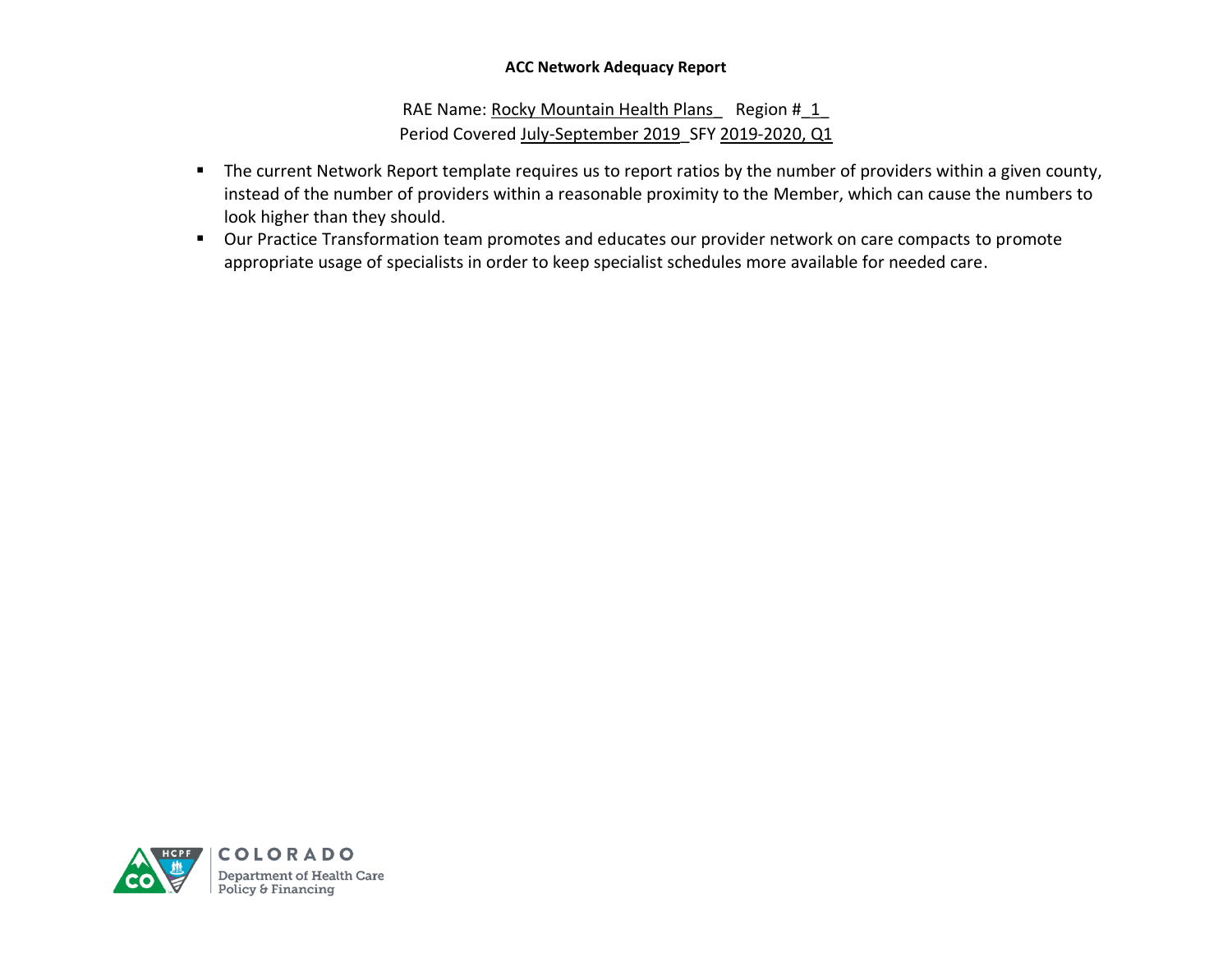**ACC Network Adequacy Report**

RAE Name: Rocky Mountain Health Plans_ Region #_1_
Period Covered July-September 2019_SFY 2019-2020, Q1

- The current Network Report template requires us to report ratios by the number of providers within a given county, instead of the number of providers within a reasonable proximity to the Member, which can cause the numbers to look higher than they should.
- Our Practice Transformation team promotes and educates our provider network on care compacts to promote appropriate usage of specialists in order to keep specialist schedules more available for needed care.